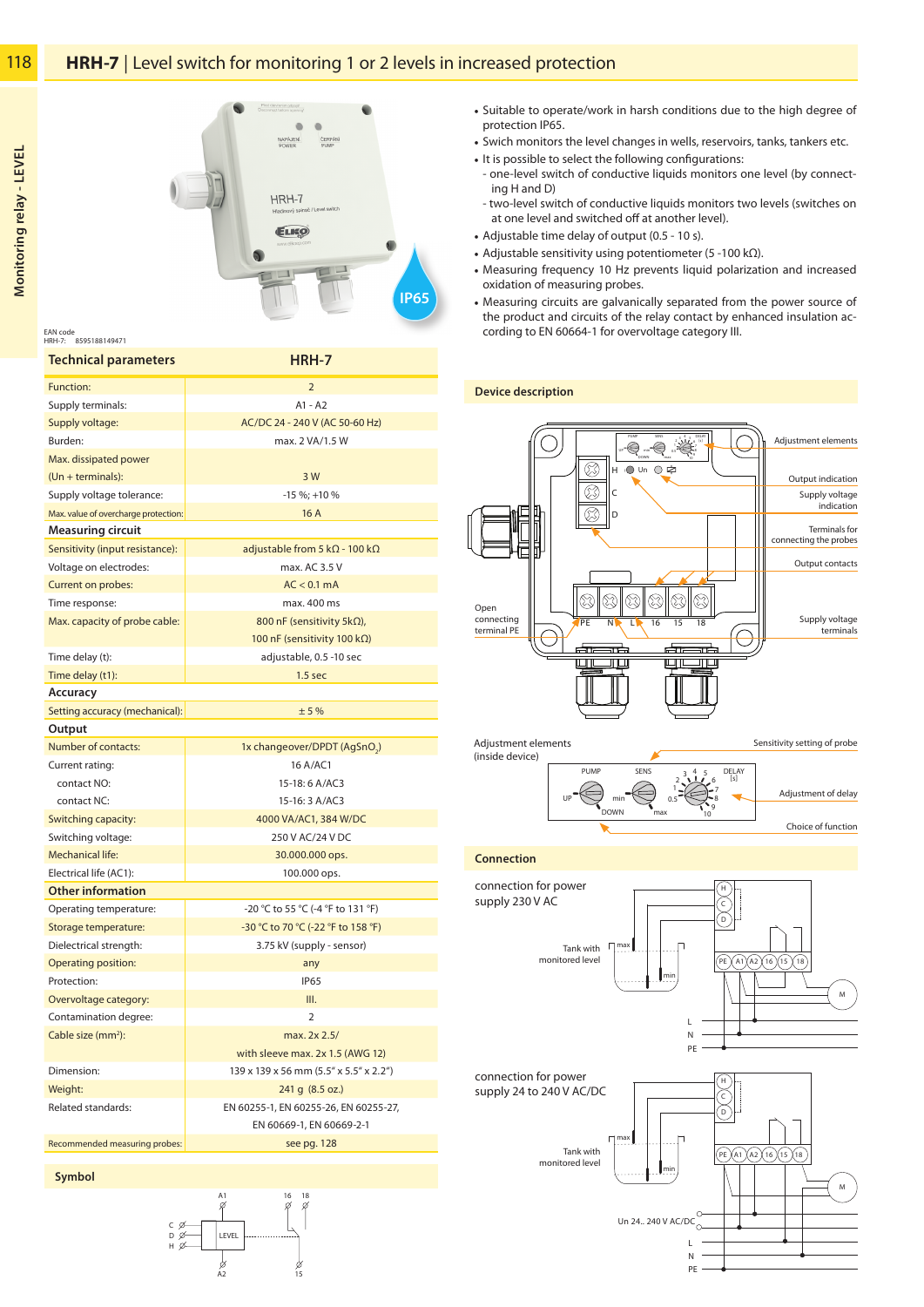# HRH-7 | Level switch for monitoring 1 or 2 levels in increased protection

EAN code
HRH-7: 8595188149471

- Suitable to operate/work in harsh conditions due to the high degree of protection IP65.
- Swich monitors the level changes in wells, reservoirs, tanks, tankers etc.
- It is possible to select the following configurations:
  - one-level switch of conductive liquids monitors one level (by connecting H and D)
  - two-level switch of conductive liquids monitors two levels (switches on at one level and switched off at another level).
- Adjustable time delay of output (0.5 - 10 s).
- Adjustable sensitivity using potentiometer (5 -100 kΩ).
- Measuring frequency 10 Hz prevents liquid polarization and increased oxidation of measuring probes.
- Measuring circuits are galvanically separated from the power source of the product and circuits of the relay contact by enhanced insulation according to EN 60664-1 for overvoltage category III.

| Technical parameters | HRH-7 |
|---|---|
| Function: | 2 |
| Supply terminals: | A1 - A2 |
| Supply voltage: | AC/DC 24 - 240 V (AC 50-60 Hz) |
| Burden: | max. 2 VA/1.5 W |
| Max. dissipated power (Un + terminals): | 3 W |
| Supply voltage tolerance: | -15 %; +10 % |
| Max. value of overcharge protection: | 16 A |
| **Measuring circuit** | |
| Sensitivity (input resistance): | adjustable from 5 kΩ - 100 kΩ |
| Voltage on electrodes: | max. AC 3.5 V |
| Current on probes: | AC < 0.1 mA |
| Time response: | max. 400 ms |
| Max. capacity of probe cable: | 800 nF (sensitivity 5kΩ), 100 nF (sensitivity 100 kΩ) |
| Time delay (t): | adjustable, 0.5 -10 sec |
| Time delay (t1): | 1.5 sec |
| **Accuracy** | |
| Setting accuracy (mechanical): | ± 5 % |
| **Output** | |
| Number of contacts: | 1x changeover/DPDT ($AgSnO_2$) |
| Current rating: | 16 A/AC1 |
| contact NO: | 15-18: 6 A/AC3 |
| contact NC: | 15-16: 3 A/AC3 |
| Switching capacity: | 4000 VA/AC1, 384 W/DC |
| Switching voltage: | 250 V AC/24 V DC |
| Mechanical life: | 30.000.000 ops. |
| Electrical life (AC1): | 100.000 ops. |
| **Other information** | |
| Operating temperature: | -20 °C to 55 °C (-4 °F to 131 °F) |
| Storage temperature: | -30 °C to 70 °C (-22 °F to 158 °F) |
| Dielectrical strength: | 3.75 kV (supply - sensor) |
| Operating position: | any |
| Protection: | IP65 |
| Overvoltage category: | III. |
| Contamination degree: | 2 |
| Cable size (mm²): | max. 2x 2.5/ with sleeve max. 2x 1.5 (AWG 12) |
| Dimension: | 139 x 139 x 56 mm (5.5" x 5.5" x 2.2") |
| Weight: | 241 g (8.5 oz.) |
| Related standards: | EN 60255-1, EN 60255-26, EN 60255-27, EN 60669-1, EN 60669-2-1 |
| Recommended measuring probes: | see pg. 128 |

## Symbol

## Device description

Adjustment elements; Output indication; Supply voltage indication; Terminals for connecting the probes; Output contacts; Open connecting terminal PE; Supply voltage terminals

Adjustment elements (inside device); Sensitivity setting of probe; Adjustment of delay; Choice of function

## Connection

connection for power supply 230 V AC

Tank with monitored level

connection for power supply 24 to 240 V AC/DC

Tank with monitored level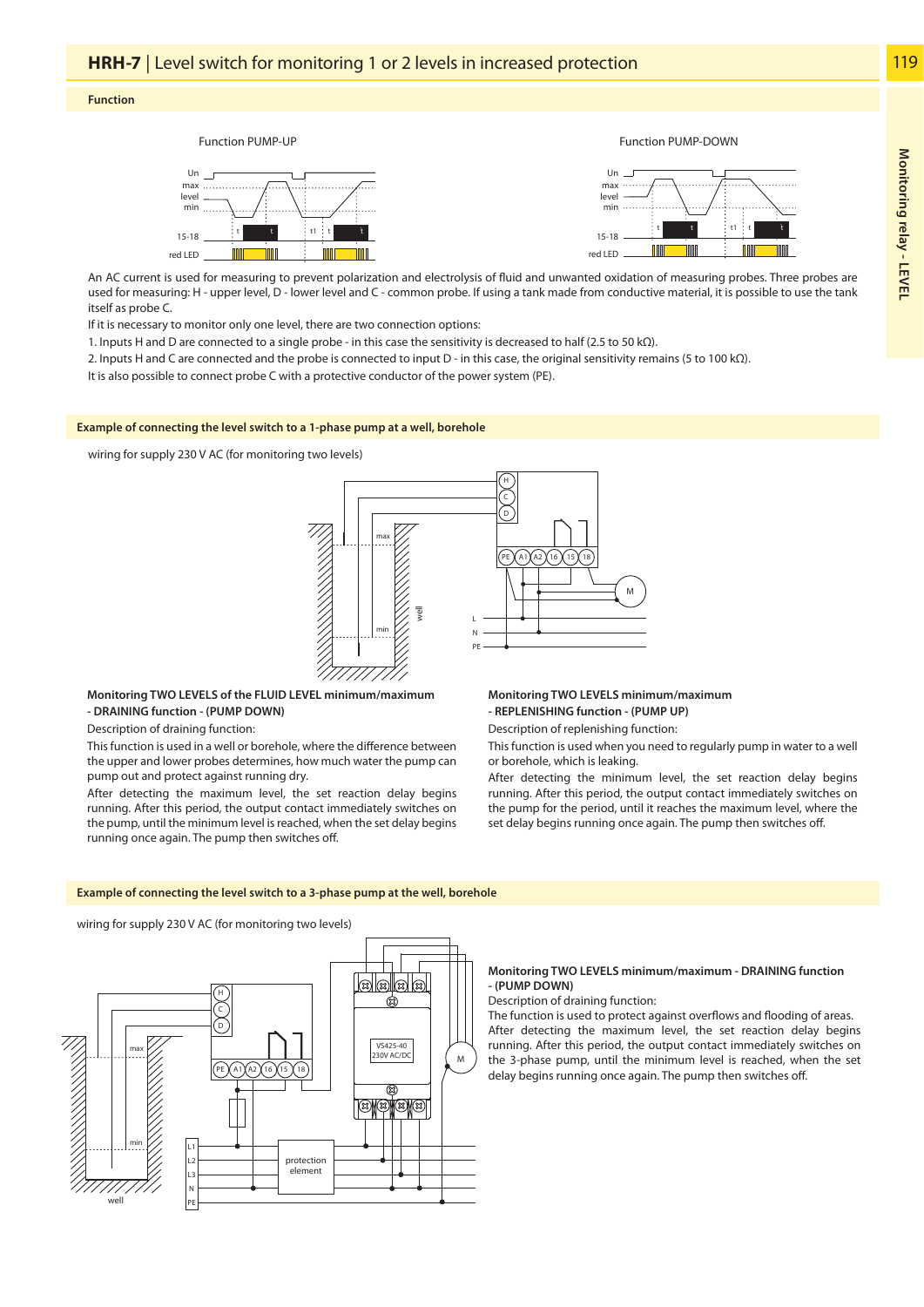# HRH-7 | Level switch for monitoring 1 or 2 levels in increased protection

## Function

Function PUMP-UP

Un
max
level
min
15-18
red LED
t
t
t1
t
t

Function PUMP-DOWN

Un
max
level
min
15-18
red LED
t
t
t1
t
t

An AC current is used for measuring to prevent polarization and electrolysis of fluid and unwanted oxidation of measuring probes. Three probes are used for measuring: H - upper level, D - lower level and C - common probe. If using a tank made from conductive material, it is possible to use the tank itself as probe C.

If it is necessary to monitor only one level, there are two connection options:

1. Inputs H and D are connected to a single probe - in this case the sensitivity is decreased to half (2.5 to 50 kΩ).
2. Inputs H and C are connected and the probe is connected to input D - in this case, the original sensitivity remains (5 to 100 kΩ).

It is also possible to connect probe C with a protective conductor of the power system (PE).

## Example of connecting the level switch to a 1-phase pump at a well, borehole

wiring for supply 230 V AC (for monitoring two levels)

H
C
D
max
min
well
PE A1 A2 16 15 18
M
L
N
PE

**Monitoring TWO LEVELS of the FLUID LEVEL minimum/maximum - DRAINING function - (PUMP DOWN)**

Description of draining function:

This function is used in a well or borehole, where the difference between the upper and lower probes determines, how much water the pump can pump out and protect against running dry.

After detecting the maximum level, the set reaction delay begins running. After this period, the output contact immediately switches on the pump, until the minimum level is reached, when the set delay begins running once again. The pump then switches off.

**Monitoring TWO LEVELS minimum/maximum - REPLENISHING function - (PUMP UP)**

Description of replenishing function:

This function is used when you need to regularly pump in water to a well or borehole, which is leaking.

After detecting the minimum level, the set reaction delay begins running. After this period, the output contact immediately switches on the pump for the period, until it reaches the maximum level, where the set delay begins running once again. The pump then switches off.

## Example of connecting the level switch to a 3-phase pump at the well, borehole

wiring for supply 230 V AC (for monitoring two levels)

H
C
D
max
min
well
PE A1 A2 16 15 18
VS425-40
230V AC/DC
M
protection element
L1
L2
L3
N
PE

**Monitoring TWO LEVELS minimum/maximum - DRAINING function - (PUMP DOWN)**

Description of draining function:

The function is used to protect against overflows and flooding of areas. After detecting the maximum level, the set reaction delay begins running. After this period, the output contact immediately switches on the 3-phase pump, until the minimum level is reached, when the set delay begins running once again. The pump then switches off.